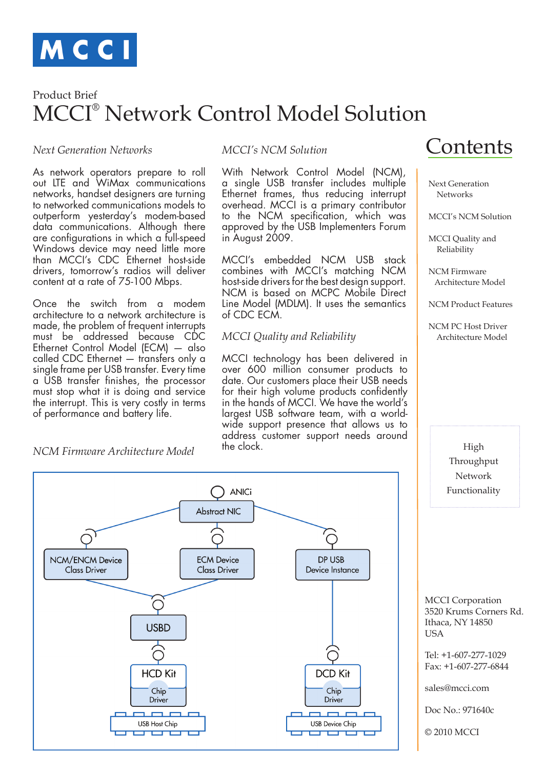Product Brief

# MCCI® Network Control Model Solution

## Contents

- Next Generation Networks
- MCCI's NCM Solution
- MCCI Quality and Reliability
- NCM Firmware Architecture Model
- NCM Product Features
- NCM PC Host Driver Architecture Model

### *Next Generation Networks*

As network operators prepare to roll out LTE and WiMax communications networks, handset designers are turning to networked communications models to outperform yesterday's modem-based data communications. Although there are configurations in which a full-speed Windows device may need little more than MCCI's CDC Ethernet host-side drivers, tomorrow's radios will deliver content at a rate of 75-100 Mbps.

Once the switch from a modem architecture to a network architecture is made, the problem of frequent interrupts must be addressed because CDC Ethernet Control Model (ECM) — also called CDC Ethernet — transfers only a single frame per USB transfer. Every time a USB transfer finishes, the processor must stop what it is doing and service the interrupt. This is very costly in terms of performance and battery life.

### *MCCI's NCM Solution*

With Network Control Model (NCM), a single USB transfer includes multiple Ethernet frames, thus reducing interrupt overhead. MCCI is a primary contributor to the NCM specification, which was approved by the USB Implementers Forum in August 2009.

MCCI's embedded NCM USB stack combines with MCCI's matching NCM host-side drivers for the best design support. NCM is based on MCPC Mobile Direct Line Model (MDLM). It uses the semantics of CDC ECM.

### *MCCI Quality and Reliability*

MCCI technology has been delivered in over 600 million consumer products to date. Our customers place their USB needs for their high volume products confidently in the hands of MCCI. We have the world's largest USB software team, with a world-wide support presence that allows us to address customer support needs around the clock.

### *NCM Firmware Architecture Model*

ANICi

Abstract NIC

NCM/ENCM Device Class Driver | ECM Device Class Driver | DP USB Device Instance

USBD

HCD Kit — Chip Driver

USB Host Chip

DCD Kit — Chip Driver

USB Device Chip

High Throughput Network Functionality

MCCI Corporation
3520 Krums Corners Rd.
Ithaca, NY 14850
USA

Tel: +1-607-277-1029
Fax: +1-607-277-6844

sales@mcci.com

Doc No.: 971640c

© 2010 MCCI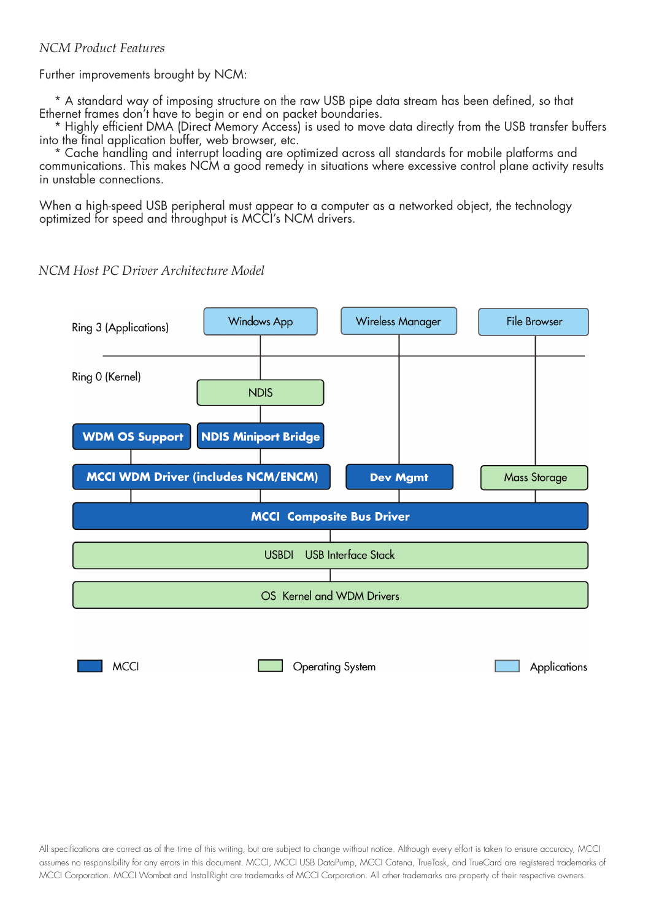*NCM Product Features*

Further improvements brought by NCM:

* A standard way of imposing structure on the raw USB pipe data stream has been defined, so that Ethernet frames don't have to begin or end on packet boundaries.
* Highly efficient DMA (Direct Memory Access) is used to move data directly from the USB transfer buffers into the final application buffer, web browser, etc.
* Cache handling and interrupt loading are optimized across all standards for mobile platforms and communications. This makes NCM a good remedy in situations where excessive control plane activity results in unstable connections.

When a high-speed USB peripheral must appear to a computer as a networked object, the technology optimized for speed and throughput is MCCI's NCM drivers.

*NCM Host PC Driver Architecture Model*

Ring 3 (Applications)

Windows App

Wireless Manager

File Browser

Ring 0 (Kernel)

NDIS

WDM OS Support

NDIS Miniport Bridge

MCCI WDM Driver (includes NCM/ENCM)

Dev Mgmt

Mass Storage

MCCI Composite Bus Driver

USBDI USB Interface Stack

OS Kernel and WDM Drivers

MCCI

Operating System

Applications

All specifications are correct as of the time of this writing, but are subject to change without notice. Although every effort is taken to ensure accuracy, MCCI assumes no responsibility for any errors in this document. MCCI, MCCI USB DataPump, MCCI Catena, TrueTask, and TrueCard are registered trademarks of MCCI Corporation. MCCI Wombat and InstallRight are trademarks of MCCI Corporation. All other trademarks are property of their respective owners.